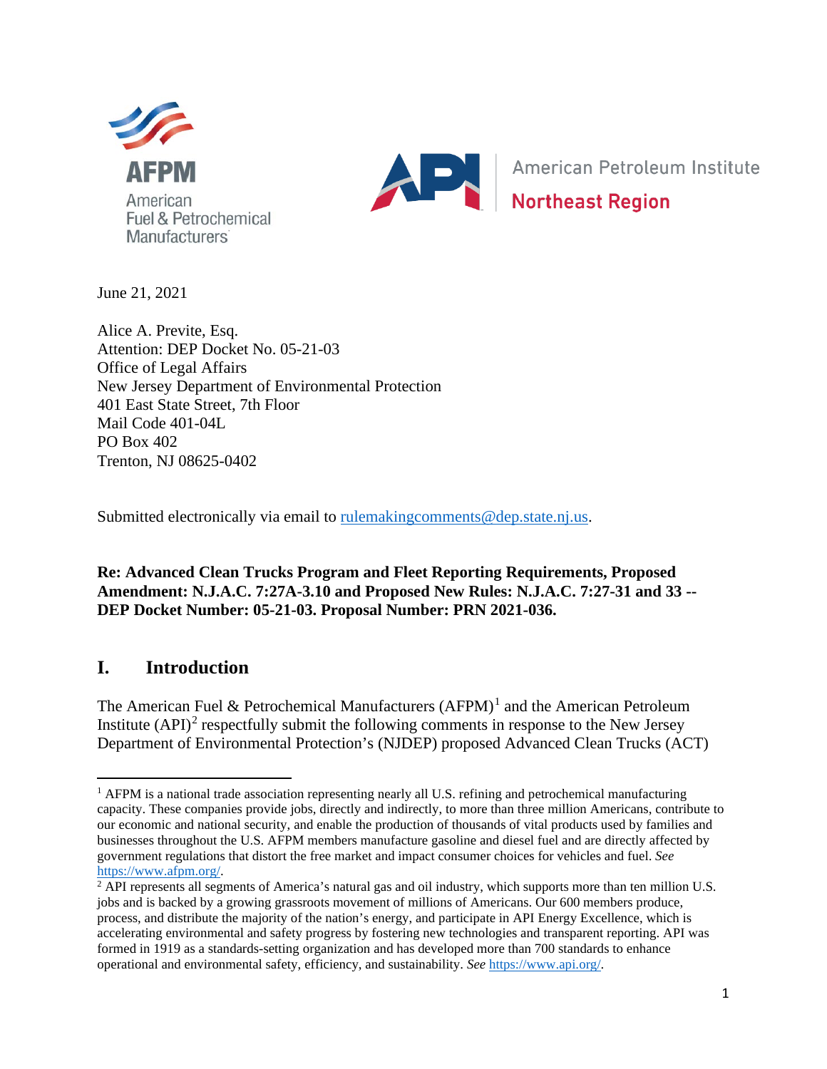AFPM American Fuel & Petrochemical Manufacturers

API American Petroleum Institute Northeast Region

June 21, 2021

Alice A. Previte, Esq.
Attention: DEP Docket No. 05-21-03
Office of Legal Affairs
New Jersey Department of Environmental Protection
401 East State Street, 7th Floor
Mail Code 401-04L
PO Box 402
Trenton, NJ 08625-0402

Submitted electronically via email to rulemakingcomments@dep.state.nj.us.

**Re: Advanced Clean Trucks Program and Fleet Reporting Requirements, Proposed Amendment: N.J.A.C. 7:27A-3.10 and Proposed New Rules: N.J.A.C. 7:27-31 and 33 -- DEP Docket Number: 05-21-03. Proposal Number: PRN 2021-036.**

## I. Introduction

The American Fuel & Petrochemical Manufacturers (AFPM)[1] and the American Petroleum Institute (API)[2] respectfully submit the following comments in response to the New Jersey Department of Environmental Protection's (NJDEP) proposed Advanced Clean Trucks (ACT)

[1] AFPM is a national trade association representing nearly all U.S. refining and petrochemical manufacturing capacity. These companies provide jobs, directly and indirectly, to more than three million Americans, contribute to our economic and national security, and enable the production of thousands of vital products used by families and businesses throughout the U.S. AFPM members manufacture gasoline and diesel fuel and are directly affected by government regulations that distort the free market and impact consumer choices for vehicles and fuel. *See* https://www.afpm.org/.

[2] API represents all segments of America's natural gas and oil industry, which supports more than ten million U.S. jobs and is backed by a growing grassroots movement of millions of Americans. Our 600 members produce, process, and distribute the majority of the nation's energy, and participate in API Energy Excellence, which is accelerating environmental and safety progress by fostering new technologies and transparent reporting. API was formed in 1919 as a standards-setting organization and has developed more than 700 standards to enhance operational and environmental safety, efficiency, and sustainability. *See* https://www.api.org/.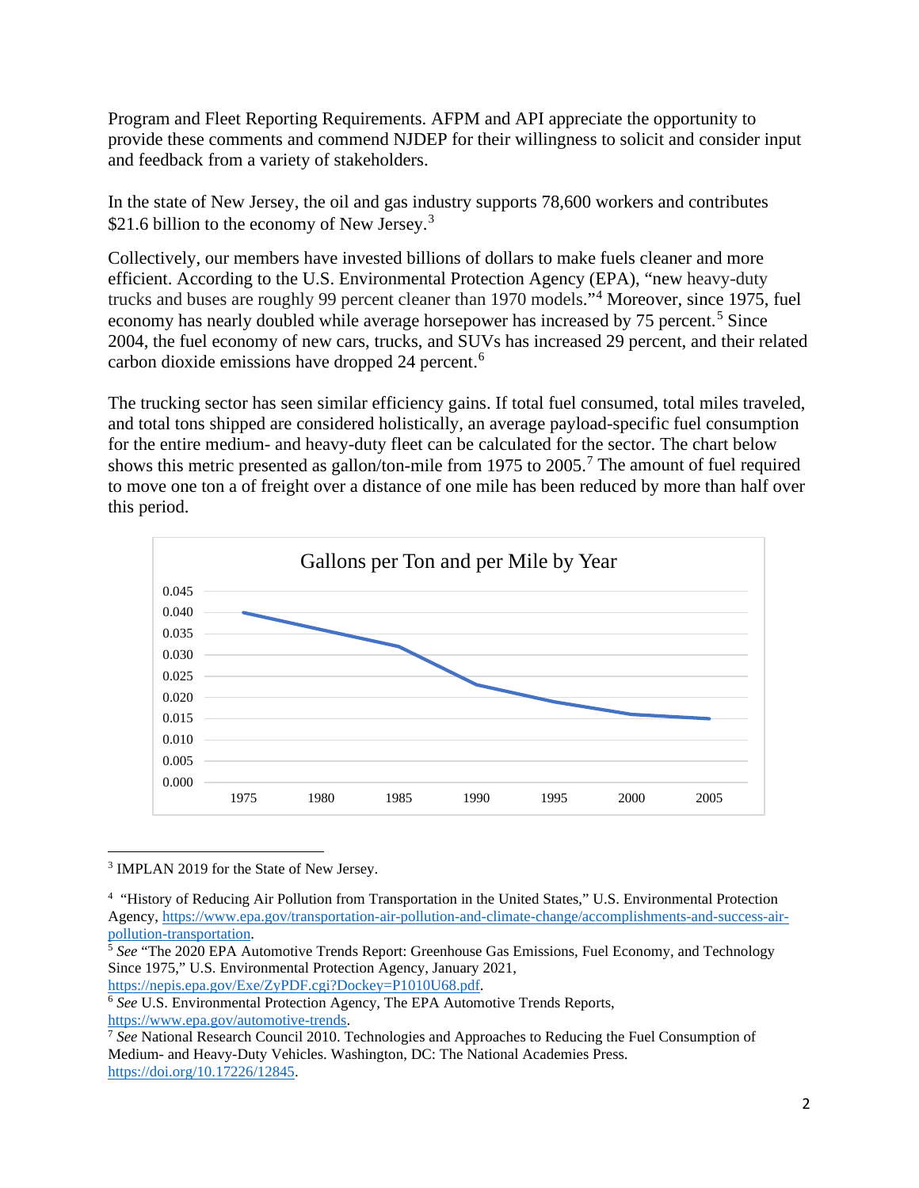Program and Fleet Reporting Requirements. AFPM and API appreciate the opportunity to provide these comments and commend NJDEP for their willingness to solicit and consider input and feedback from a variety of stakeholders.

In the state of New Jersey, the oil and gas industry supports 78,600 workers and contributes $21.6 billion to the economy of New Jersey.[3]

Collectively, our members have invested billions of dollars to make fuels cleaner and more efficient. According to the U.S. Environmental Protection Agency (EPA), "new heavy-duty trucks and buses are roughly 99 percent cleaner than 1970 models."[4] Moreover, since 1975, fuel economy has nearly doubled while average horsepower has increased by 75 percent.[5] Since 2004, the fuel economy of new cars, trucks, and SUVs has increased 29 percent, and their related carbon dioxide emissions have dropped 24 percent.[6]

The trucking sector has seen similar efficiency gains. If total fuel consumed, total miles traveled, and total tons shipped are considered holistically, an average payload-specific fuel consumption for the entire medium- and heavy-duty fleet can be calculated for the sector. The chart below shows this metric presented as gallon/ton-mile from 1975 to 2005.[7] The amount of fuel required to move one ton a of freight over a distance of one mile has been reduced by more than half over this period.

Gallons per Ton and per Mile by Year

---

[3] IMPLAN 2019 for the State of New Jersey.

[4] "History of Reducing Air Pollution from Transportation in the United States," U.S. Environmental Protection Agency, https://www.epa.gov/transportation-air-pollution-and-climate-change/accomplishments-and-success-air-pollution-transportation.

[5] *See* "The 2020 EPA Automotive Trends Report: Greenhouse Gas Emissions, Fuel Economy, and Technology Since 1975," U.S. Environmental Protection Agency, January 2021, https://nepis.epa.gov/Exe/ZyPDF.cgi?Dockey=P1010U68.pdf.

[6] *See* U.S. Environmental Protection Agency, The EPA Automotive Trends Reports, https://www.epa.gov/automotive-trends.

[7] *See* National Research Council 2010. Technologies and Approaches to Reducing the Fuel Consumption of Medium- and Heavy-Duty Vehicles. Washington, DC: The National Academies Press. https://doi.org/10.17226/12845.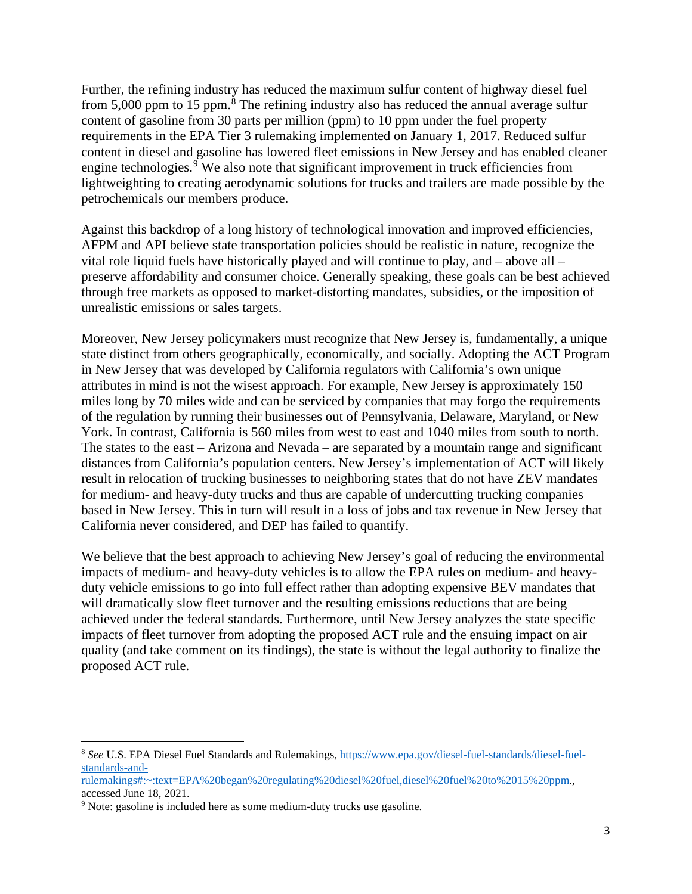Further, the refining industry has reduced the maximum sulfur content of highway diesel fuel from 5,000 ppm to 15 ppm.[8] The refining industry also has reduced the annual average sulfur content of gasoline from 30 parts per million (ppm) to 10 ppm under the fuel property requirements in the EPA Tier 3 rulemaking implemented on January 1, 2017. Reduced sulfur content in diesel and gasoline has lowered fleet emissions in New Jersey and has enabled cleaner engine technologies.[9] We also note that significant improvement in truck efficiencies from lightweighting to creating aerodynamic solutions for trucks and trailers are made possible by the petrochemicals our members produce.

Against this backdrop of a long history of technological innovation and improved efficiencies, AFPM and API believe state transportation policies should be realistic in nature, recognize the vital role liquid fuels have historically played and will continue to play, and – above all – preserve affordability and consumer choice. Generally speaking, these goals can be best achieved through free markets as opposed to market-distorting mandates, subsidies, or the imposition of unrealistic emissions or sales targets.

Moreover, New Jersey policymakers must recognize that New Jersey is, fundamentally, a unique state distinct from others geographically, economically, and socially. Adopting the ACT Program in New Jersey that was developed by California regulators with California's own unique attributes in mind is not the wisest approach. For example, New Jersey is approximately 150 miles long by 70 miles wide and can be serviced by companies that may forgo the requirements of the regulation by running their businesses out of Pennsylvania, Delaware, Maryland, or New York. In contrast, California is 560 miles from west to east and 1040 miles from south to north. The states to the east – Arizona and Nevada – are separated by a mountain range and significant distances from California's population centers. New Jersey's implementation of ACT will likely result in relocation of trucking businesses to neighboring states that do not have ZEV mandates for medium- and heavy-duty trucks and thus are capable of undercutting trucking companies based in New Jersey. This in turn will result in a loss of jobs and tax revenue in New Jersey that California never considered, and DEP has failed to quantify.

We believe that the best approach to achieving New Jersey's goal of reducing the environmental impacts of medium- and heavy-duty vehicles is to allow the EPA rules on medium- and heavy-duty vehicle emissions to go into full effect rather than adopting expensive BEV mandates that will dramatically slow fleet turnover and the resulting emissions reductions that are being achieved under the federal standards. Furthermore, until New Jersey analyzes the state specific impacts of fleet turnover from adopting the proposed ACT rule and the ensuing impact on air quality (and take comment on its findings), the state is without the legal authority to finalize the proposed ACT rule.

---

[8] *See* U.S. EPA Diesel Fuel Standards and Rulemakings, https://www.epa.gov/diesel-fuel-standards/diesel-fuel-standards-and-rulemakings#:~:text=EPA%20began%20regulating%20diesel%20fuel,diesel%20fuel%20to%2015%20ppm., accessed June 18, 2021.

[9] Note: gasoline is included here as some medium-duty trucks use gasoline.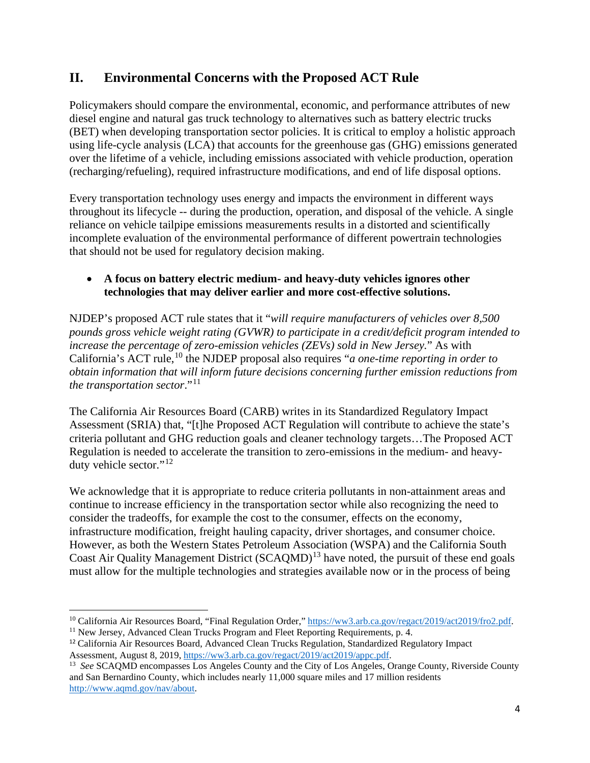## II. Environmental Concerns with the Proposed ACT Rule

Policymakers should compare the environmental, economic, and performance attributes of new diesel engine and natural gas truck technology to alternatives such as battery electric trucks (BET) when developing transportation sector policies. It is critical to employ a holistic approach using life-cycle analysis (LCA) that accounts for the greenhouse gas (GHG) emissions generated over the lifetime of a vehicle, including emissions associated with vehicle production, operation (recharging/refueling), required infrastructure modifications, and end of life disposal options.

Every transportation technology uses energy and impacts the environment in different ways throughout its lifecycle -- during the production, operation, and disposal of the vehicle. A single reliance on vehicle tailpipe emissions measurements results in a distorted and scientifically incomplete evaluation of the environmental performance of different powertrain technologies that should not be used for regulatory decision making.

- **A focus on battery electric medium- and heavy-duty vehicles ignores other technologies that may deliver earlier and more cost-effective solutions.**

NJDEP's proposed ACT rule states that it "*will require manufacturers of vehicles over 8,500 pounds gross vehicle weight rating (GVWR) to participate in a credit/deficit program intended to increase the percentage of zero-emission vehicles (ZEVs) sold in New Jersey*." As with California's ACT rule,[10] the NJDEP proposal also requires "*a one-time reporting in order to obtain information that will inform future decisions concerning further emission reductions from the transportation sector*."[11]

The California Air Resources Board (CARB) writes in its Standardized Regulatory Impact Assessment (SRIA) that, "[t]he Proposed ACT Regulation will contribute to achieve the state's criteria pollutant and GHG reduction goals and cleaner technology targets…The Proposed ACT Regulation is needed to accelerate the transition to zero-emissions in the medium- and heavy-duty vehicle sector."[12]

We acknowledge that it is appropriate to reduce criteria pollutants in non-attainment areas and continue to increase efficiency in the transportation sector while also recognizing the need to consider the tradeoffs, for example the cost to the consumer, effects on the economy, infrastructure modification, freight hauling capacity, driver shortages, and consumer choice. However, as both the Western States Petroleum Association (WSPA) and the California South Coast Air Quality Management District (SCAQMD)[13] have noted, the pursuit of these end goals must allow for the multiple technologies and strategies available now or in the process of being

---

[10] California Air Resources Board, "Final Regulation Order," https://ww3.arb.ca.gov/regact/2019/act2019/fro2.pdf.

[11] New Jersey, Advanced Clean Trucks Program and Fleet Reporting Requirements, p. 4.

[12] California Air Resources Board, Advanced Clean Trucks Regulation, Standardized Regulatory Impact Assessment, August 8, 2019, https://ww3.arb.ca.gov/regact/2019/act2019/appc.pdf.

[13] *See* SCAQMD encompasses Los Angeles County and the City of Los Angeles, Orange County, Riverside County and San Bernardino County, which includes nearly 11,000 square miles and 17 million residents http://www.aqmd.gov/nav/about.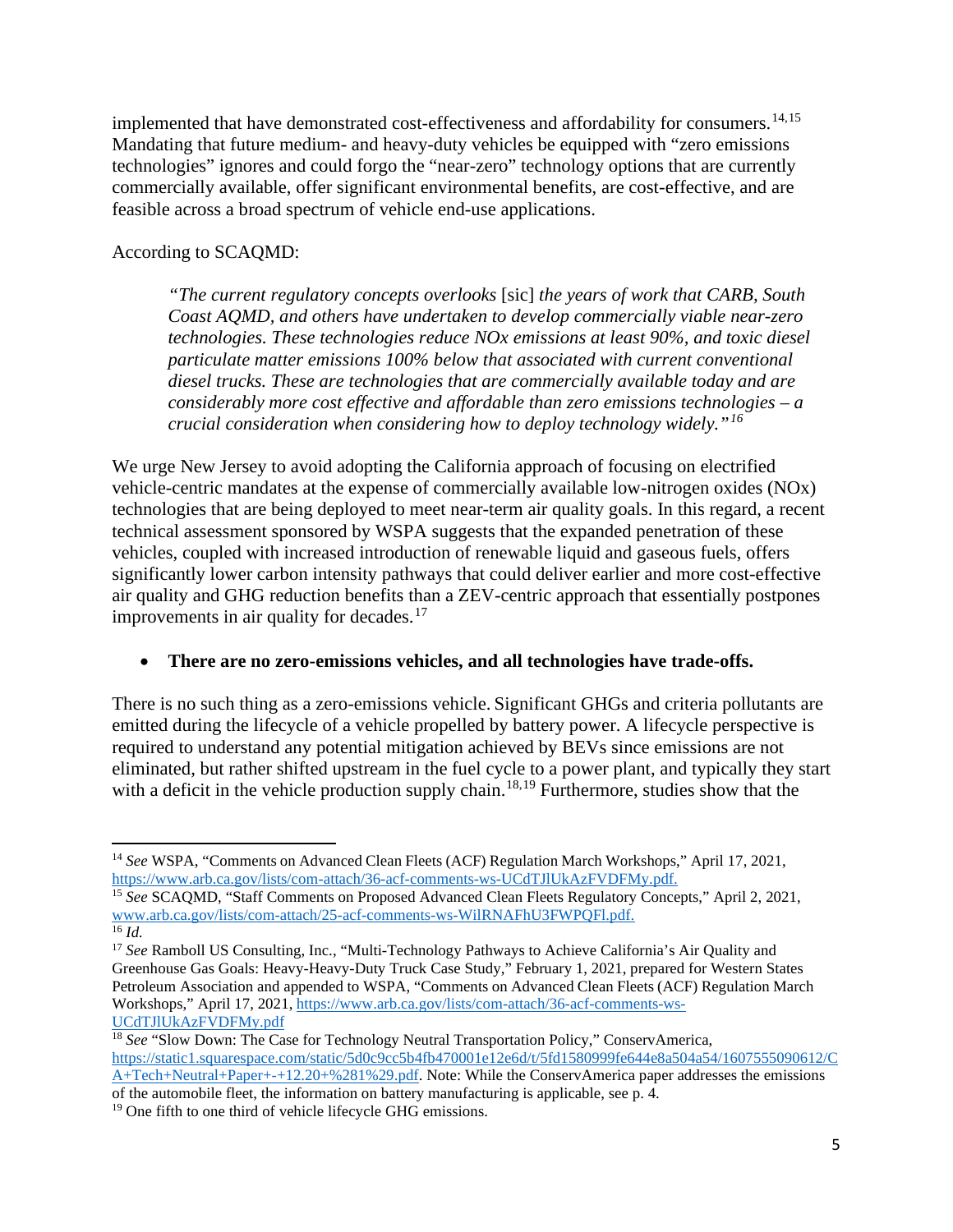implemented that have demonstrated cost-effectiveness and affordability for consumers.[14,15] Mandating that future medium- and heavy-duty vehicles be equipped with "zero emissions technologies" ignores and could forgo the "near-zero" technology options that are currently commercially available, offer significant environmental benefits, are cost-effective, and are feasible across a broad spectrum of vehicle end-use applications.

According to SCAQMD:

> *"The current regulatory concepts overlooks* [sic] *the years of work that CARB, South Coast AQMD, and others have undertaken to develop commercially viable near-zero technologies. These technologies reduce NOx emissions at least 90%, and toxic diesel particulate matter emissions 100% below that associated with current conventional diesel trucks. These are technologies that are commercially available today and are considerably more cost effective and affordable than zero emissions technologies – a crucial consideration when considering how to deploy technology widely."*[16]

We urge New Jersey to avoid adopting the California approach of focusing on electrified vehicle-centric mandates at the expense of commercially available low-nitrogen oxides (NOx) technologies that are being deployed to meet near-term air quality goals. In this regard, a recent technical assessment sponsored by WSPA suggests that the expanded penetration of these vehicles, coupled with increased introduction of renewable liquid and gaseous fuels, offers significantly lower carbon intensity pathways that could deliver earlier and more cost-effective air quality and GHG reduction benefits than a ZEV-centric approach that essentially postpones improvements in air quality for decades.[17]

- **There are no zero-emissions vehicles, and all technologies have trade-offs.**

There is no such thing as a zero-emissions vehicle. Significant GHGs and criteria pollutants are emitted during the lifecycle of a vehicle propelled by battery power. A lifecycle perspective is required to understand any potential mitigation achieved by BEVs since emissions are not eliminated, but rather shifted upstream in the fuel cycle to a power plant, and typically they start with a deficit in the vehicle production supply chain.[18,19] Furthermore, studies show that the

---

[14] *See* WSPA, "Comments on Advanced Clean Fleets (ACF) Regulation March Workshops," April 17, 2021, https://www.arb.ca.gov/lists/com-attach/36-acf-comments-ws-UCdTJlUkAzFVDFMy.pdf.

[15] *See* SCAQMD, "Staff Comments on Proposed Advanced Clean Fleets Regulatory Concepts," April 2, 2021, www.arb.ca.gov/lists/com-attach/25-acf-comments-ws-WilRNAFhU3FWPQFl.pdf.

[16] *Id.*

[17] *See* Ramboll US Consulting, Inc., "Multi-Technology Pathways to Achieve California's Air Quality and Greenhouse Gas Goals: Heavy-Heavy-Duty Truck Case Study," February 1, 2021, prepared for Western States Petroleum Association and appended to WSPA, "Comments on Advanced Clean Fleets (ACF) Regulation March Workshops," April 17, 2021, https://www.arb.ca.gov/lists/com-attach/36-acf-comments-ws-UCdTJlUkAzFVDFMy.pdf

[18] *See* "Slow Down: The Case for Technology Neutral Transportation Policy," ConservAmerica, https://static1.squarespace.com/static/5d0c9cc5b4fb470001e12e6d/t/5fd1580999fe644e8a504a54/1607555090612/CA+Tech+Neutral+Paper+-+12.20+%281%29.pdf. Note: While the ConservAmerica paper addresses the emissions of the automobile fleet, the information on battery manufacturing is applicable, see p. 4.

[19] One fifth to one third of vehicle lifecycle GHG emissions.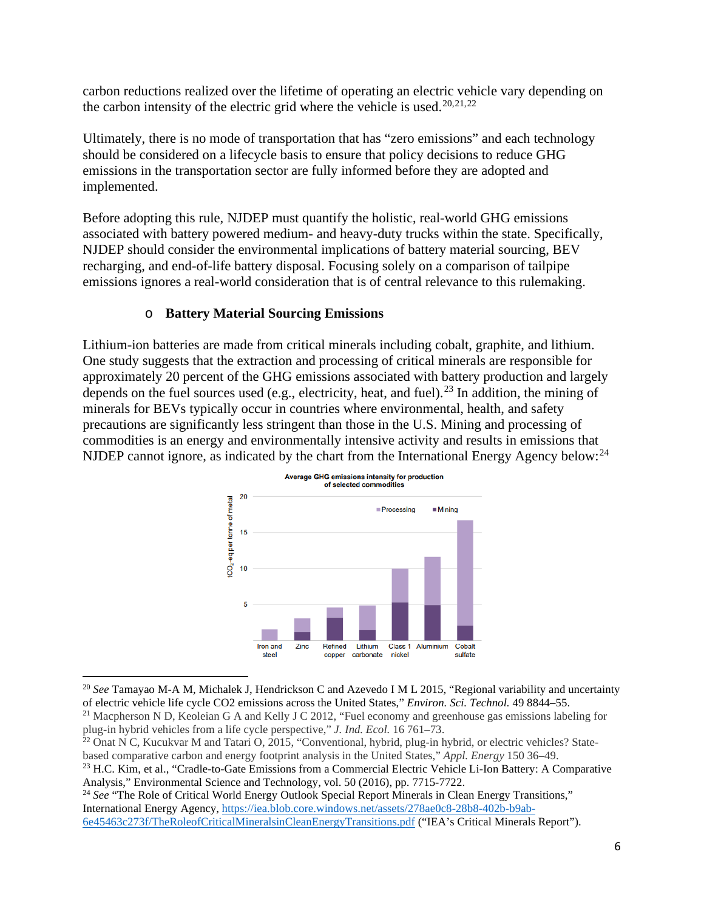carbon reductions realized over the lifetime of operating an electric vehicle vary depending on the carbon intensity of the electric grid where the vehicle is used.[20,21,22]

Ultimately, there is no mode of transportation that has "zero emissions" and each technology should be considered on a lifecycle basis to ensure that policy decisions to reduce GHG emissions in the transportation sector are fully informed before they are adopted and implemented.

Before adopting this rule, NJDEP must quantify the holistic, real-world GHG emissions associated with battery powered medium- and heavy-duty trucks within the state. Specifically, NJDEP should consider the environmental implications of battery material sourcing, BEV recharging, and end-of-life battery disposal. Focusing solely on a comparison of tailpipe emissions ignores a real-world consideration that is of central relevance to this rulemaking.

- **Battery Material Sourcing Emissions**

Lithium-ion batteries are made from critical minerals including cobalt, graphite, and lithium. One study suggests that the extraction and processing of critical minerals are responsible for approximately 20 percent of the GHG emissions associated with battery production and largely depends on the fuel sources used (e.g., electricity, heat, and fuel).[23] In addition, the mining of minerals for BEVs typically occur in countries where environmental, health, and safety precautions are significantly less stringent than those in the U.S. Mining and processing of commodities is an energy and environmentally intensive activity and results in emissions that NJDEP cannot ignore, as indicated by the chart from the International Energy Agency below:[24]

**Average GHG emissions intensity for production of selected commodities**

| Commodity | Mining ($tCO_2$-eq per tonne of metal, approx.) | Processing ($tCO_2$-eq per tonne of metal, approx.) | Total (approx.) |
|---|---|---|---|
| Iron and steel | 0 | 1.5 | 1.5 |
| Zinc | 1 | 2 | 3 |
| Refined copper | 3.2 | 1.4 | 4.6 |
| Lithium carbonate | 1.5 | 3.4 | 4.9 |
| Class 1 nickel | 5.3 | 4.7 | 10 |
| Aluminium | 5 | 6.7 | 11.7 |
| Cobalt sulfate | 2 | 14.7 | 16.7 |

---

[20] *See* Tamayao M-A M, Michalek J, Hendrickson C and Azevedo I M L 2015, "Regional variability and uncertainty of electric vehicle life cycle CO2 emissions across the United States," *Environ. Sci. Technol.* 49 8844–55.

[21] Macpherson N D, Keoleian G A and Kelly J C 2012, "Fuel economy and greenhouse gas emissions labeling for plug-in hybrid vehicles from a life cycle perspective," *J. Ind. Ecol.* 16 761–73.

[22] Onat N C, Kucukvar M and Tatari O, 2015, "Conventional, hybrid, plug-in hybrid, or electric vehicles? State-based comparative carbon and energy footprint analysis in the United States," *Appl. Energy* 150 36–49.

[23] H.C. Kim, et al., "Cradle-to-Gate Emissions from a Commercial Electric Vehicle Li-Ion Battery: A Comparative Analysis," Environmental Science and Technology, vol. 50 (2016), pp. 7715-7722.

[24] *See* "The Role of Critical World Energy Outlook Special Report Minerals in Clean Energy Transitions," International Energy Agency, https://iea.blob.core.windows.net/assets/278ae0c8-28b8-402b-b9ab-6e45463c273f/TheRoleofCriticalMineralsinCleanEnergyTransitions.pdf ("IEA's Critical Minerals Report").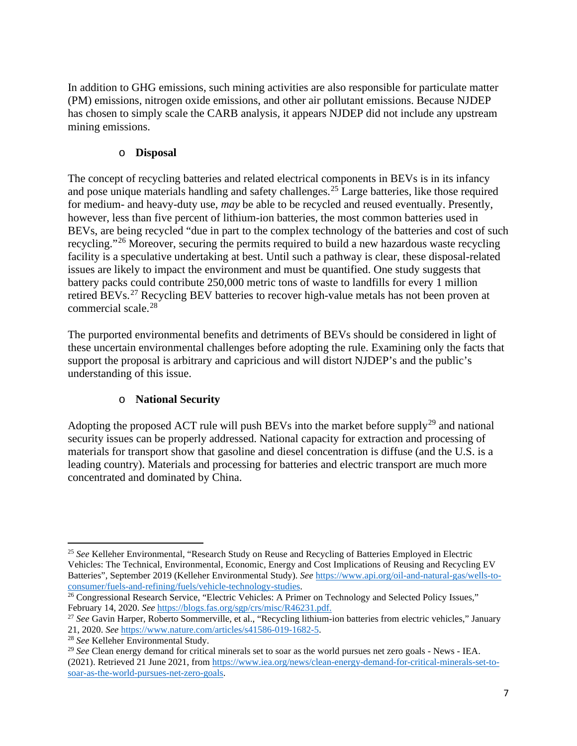In addition to GHG emissions, such mining activities are also responsible for particulate matter (PM) emissions, nitrogen oxide emissions, and other air pollutant emissions. Because NJDEP has chosen to simply scale the CARB analysis, it appears NJDEP did not include any upstream mining emissions.

- **Disposal**

The concept of recycling batteries and related electrical components in BEVs is in its infancy and pose unique materials handling and safety challenges.[25] Large batteries, like those required for medium- and heavy-duty use, *may* be able to be recycled and reused eventually. Presently, however, less than five percent of lithium-ion batteries, the most common batteries used in BEVs, are being recycled "due in part to the complex technology of the batteries and cost of such recycling."[26] Moreover, securing the permits required to build a new hazardous waste recycling facility is a speculative undertaking at best. Until such a pathway is clear, these disposal-related issues are likely to impact the environment and must be quantified. One study suggests that battery packs could contribute 250,000 metric tons of waste to landfills for every 1 million retired BEVs.[27] Recycling BEV batteries to recover high-value metals has not been proven at commercial scale.[28]

The purported environmental benefits and detriments of BEVs should be considered in light of these uncertain environmental challenges before adopting the rule. Examining only the facts that support the proposal is arbitrary and capricious and will distort NJDEP's and the public's understanding of this issue.

- **National Security**

Adopting the proposed ACT rule will push BEVs into the market before supply[29] and national security issues can be properly addressed. National capacity for extraction and processing of materials for transport show that gasoline and diesel concentration is diffuse (and the U.S. is a leading country). Materials and processing for batteries and electric transport are much more concentrated and dominated by China.

---

[25] *See* Kelleher Environmental, "Research Study on Reuse and Recycling of Batteries Employed in Electric Vehicles: The Technical, Environmental, Economic, Energy and Cost Implications of Reusing and Recycling EV Batteries", September 2019 (Kelleher Environmental Study). *See* https://www.api.org/oil-and-natural-gas/wells-to-consumer/fuels-and-refining/fuels/vehicle-technology-studies.

[26] Congressional Research Service, "Electric Vehicles: A Primer on Technology and Selected Policy Issues," February 14, 2020. *See* https://blogs.fas.org/sgp/crs/misc/R46231.pdf.

[27] *See* Gavin Harper, Roberto Sommerville, et al., "Recycling lithium-ion batteries from electric vehicles," January 21, 2020. *See* https://www.nature.com/articles/s41586-019-1682-5.

[28] *See* Kelleher Environmental Study.

[29] *See* Clean energy demand for critical minerals set to soar as the world pursues net zero goals - News - IEA. (2021). Retrieved 21 June 2021, from https://www.iea.org/news/clean-energy-demand-for-critical-minerals-set-to-soar-as-the-world-pursues-net-zero-goals.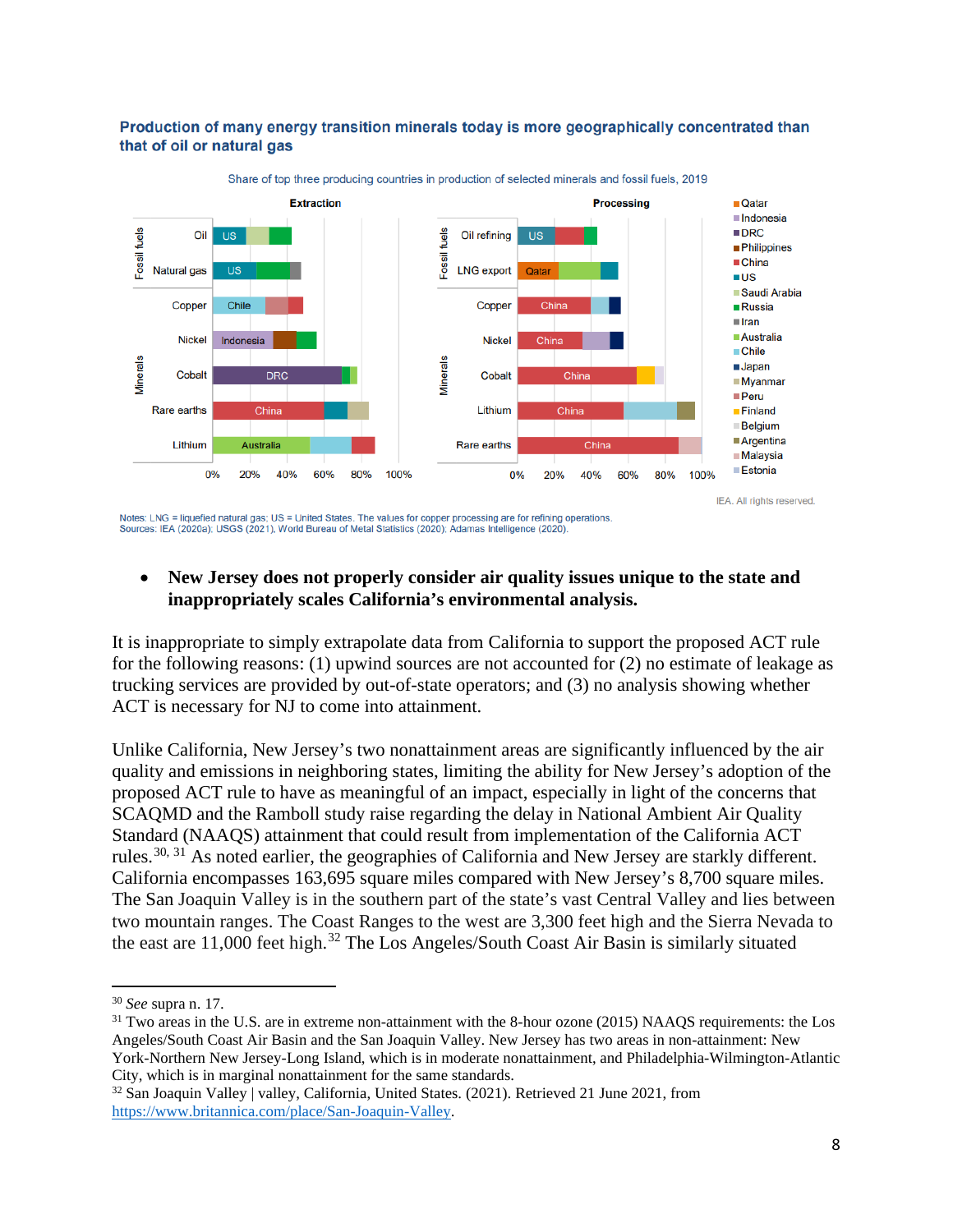**Production of many energy transition minerals today is more geographically concentrated than that of oil or natural gas**

Share of top three producing countries in production of selected minerals and fossil fuels, 2019

Notes: LNG = liquefied natural gas; US = United States. The values for copper processing are for refining operations.
Sources: IEA (2020a); USGS (2021), World Bureau of Metal Statistics (2020); Adamas Intelligence (2020).

IEA. All rights reserved.

- **New Jersey does not properly consider air quality issues unique to the state and inappropriately scales California's environmental analysis.**

It is inappropriate to simply extrapolate data from California to support the proposed ACT rule for the following reasons: (1) upwind sources are not accounted for (2) no estimate of leakage as trucking services are provided by out-of-state operators; and (3) no analysis showing whether ACT is necessary for NJ to come into attainment.

Unlike California, New Jersey's two nonattainment areas are significantly influenced by the air quality and emissions in neighboring states, limiting the ability for New Jersey's adoption of the proposed ACT rule to have as meaningful of an impact, especially in light of the concerns that SCAQMD and the Ramboll study raise regarding the delay in National Ambient Air Quality Standard (NAAQS) attainment that could result from implementation of the California ACT rules.[30, 31] As noted earlier, the geographies of California and New Jersey are starkly different. California encompasses 163,695 square miles compared with New Jersey's 8,700 square miles. The San Joaquin Valley is in the southern part of the state's vast Central Valley and lies between two mountain ranges. The Coast Ranges to the west are 3,300 feet high and the Sierra Nevada to the east are 11,000 feet high.[32] The Los Angeles/South Coast Air Basin is similarly situated

---

[30] *See* supra n. 17.

[31] Two areas in the U.S. are in extreme non-attainment with the 8-hour ozone (2015) NAAQS requirements: the Los Angeles/South Coast Air Basin and the San Joaquin Valley. New Jersey has two areas in non-attainment: New York-Northern New Jersey-Long Island, which is in moderate nonattainment, and Philadelphia-Wilmington-Atlantic City, which is in marginal nonattainment for the same standards.

[32] San Joaquin Valley | valley, California, United States. (2021). Retrieved 21 June 2021, from https://www.britannica.com/place/San-Joaquin-Valley.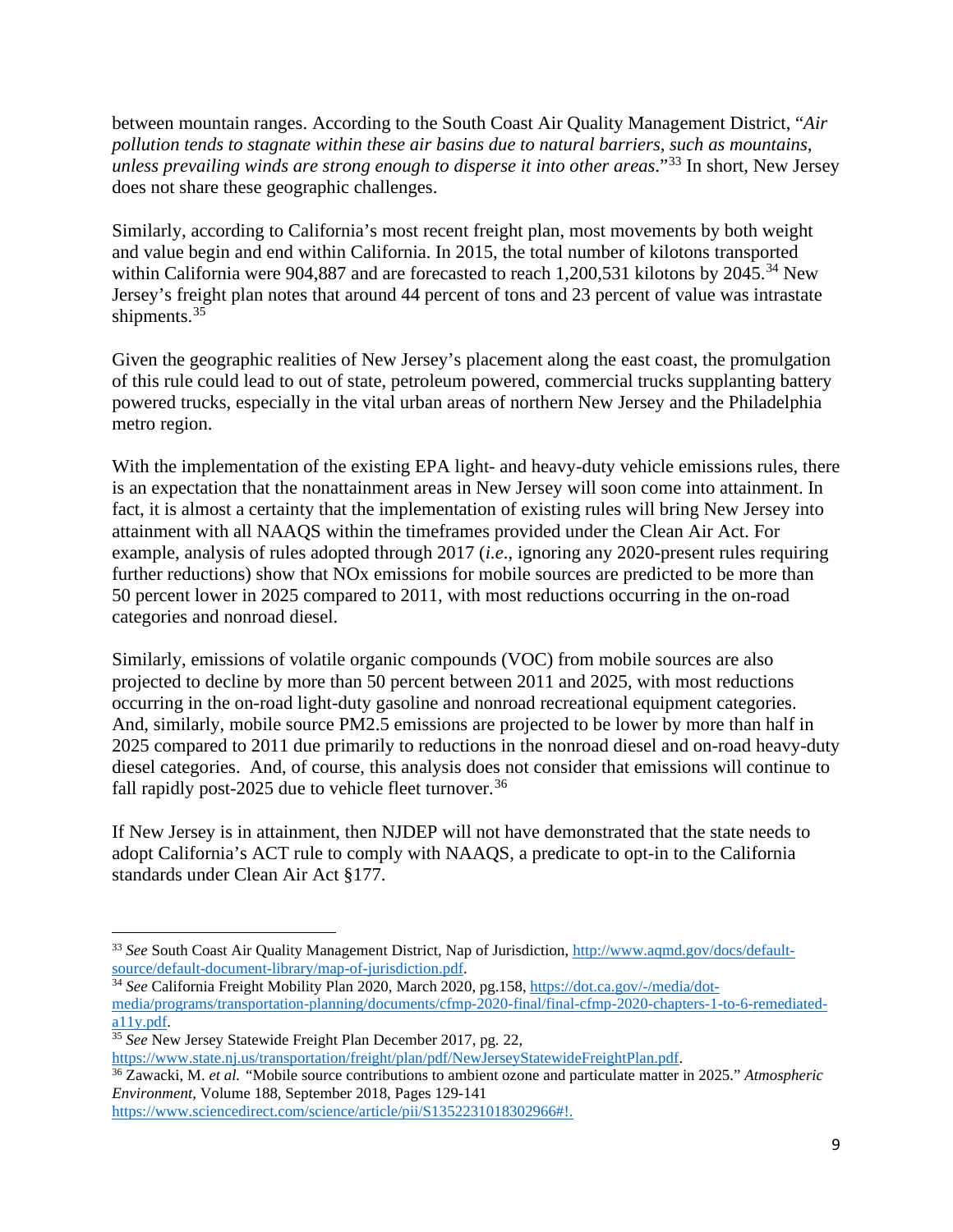between mountain ranges. According to the South Coast Air Quality Management District, "*Air pollution tends to stagnate within these air basins due to natural barriers, such as mountains, unless prevailing winds are strong enough to disperse it into other areas*."[33] In short, New Jersey does not share these geographic challenges.

Similarly, according to California's most recent freight plan, most movements by both weight and value begin and end within California. In 2015, the total number of kilotons transported within California were 904,887 and are forecasted to reach 1,200,531 kilotons by 2045.[34] New Jersey's freight plan notes that around 44 percent of tons and 23 percent of value was intrastate shipments.[35]

Given the geographic realities of New Jersey's placement along the east coast, the promulgation of this rule could lead to out of state, petroleum powered, commercial trucks supplanting battery powered trucks, especially in the vital urban areas of northern New Jersey and the Philadelphia metro region.

With the implementation of the existing EPA light- and heavy-duty vehicle emissions rules, there is an expectation that the nonattainment areas in New Jersey will soon come into attainment. In fact, it is almost a certainty that the implementation of existing rules will bring New Jersey into attainment with all NAAQS within the timeframes provided under the Clean Air Act. For example, analysis of rules adopted through 2017 (*i.e*., ignoring any 2020-present rules requiring further reductions) show that NOx emissions for mobile sources are predicted to be more than 50 percent lower in 2025 compared to 2011, with most reductions occurring in the on-road categories and nonroad diesel.

Similarly, emissions of volatile organic compounds (VOC) from mobile sources are also projected to decline by more than 50 percent between 2011 and 2025, with most reductions occurring in the on-road light-duty gasoline and nonroad recreational equipment categories. And, similarly, mobile source PM2.5 emissions are projected to be lower by more than half in 2025 compared to 2011 due primarily to reductions in the nonroad diesel and on-road heavy-duty diesel categories. And, of course, this analysis does not consider that emissions will continue to fall rapidly post-2025 due to vehicle fleet turnover.[36]

If New Jersey is in attainment, then NJDEP will not have demonstrated that the state needs to adopt California's ACT rule to comply with NAAQS, a predicate to opt-in to the California standards under Clean Air Act §177.

---

[33] *See* South Coast Air Quality Management District, Nap of Jurisdiction, http://www.aqmd.gov/docs/default-source/default-document-library/map-of-jurisdiction.pdf.

[34] *See* California Freight Mobility Plan 2020, March 2020, pg.158, https://dot.ca.gov/-/media/dot-media/programs/transportation-planning/documents/cfmp-2020-final/final-cfmp-2020-chapters-1-to-6-remediated-a11y.pdf.

[35] *See* New Jersey Statewide Freight Plan December 2017, pg. 22, https://www.state.nj.us/transportation/freight/plan/pdf/NewJerseyStatewideFreightPlan.pdf.

[36] Zawacki, M. *et al.* "Mobile source contributions to ambient ozone and particulate matter in 2025." *Atmospheric Environment*, Volume 188, September 2018, Pages 129-141 https://www.sciencedirect.com/science/article/pii/S1352231018302966#!.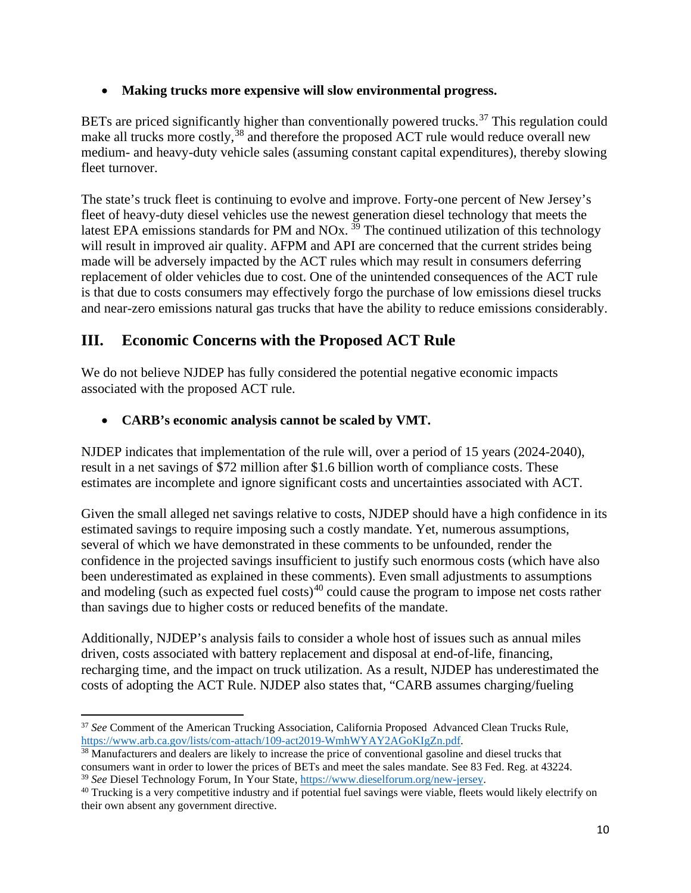- **Making trucks more expensive will slow environmental progress.**

BETs are priced significantly higher than conventionally powered trucks.[37] This regulation could make all trucks more costly,[38] and therefore the proposed ACT rule would reduce overall new medium- and heavy-duty vehicle sales (assuming constant capital expenditures), thereby slowing fleet turnover.

The state's truck fleet is continuing to evolve and improve. Forty-one percent of New Jersey's fleet of heavy-duty diesel vehicles use the newest generation diesel technology that meets the latest EPA emissions standards for PM and NOx. [39] The continued utilization of this technology will result in improved air quality. AFPM and API are concerned that the current strides being made will be adversely impacted by the ACT rules which may result in consumers deferring replacement of older vehicles due to cost. One of the unintended consequences of the ACT rule is that due to costs consumers may effectively forgo the purchase of low emissions diesel trucks and near-zero emissions natural gas trucks that have the ability to reduce emissions considerably.

## III. Economic Concerns with the Proposed ACT Rule

We do not believe NJDEP has fully considered the potential negative economic impacts associated with the proposed ACT rule.

- **CARB's economic analysis cannot be scaled by VMT.**

NJDEP indicates that implementation of the rule will, over a period of 15 years (2024-2040), result in a net savings of $72 million after $1.6 billion worth of compliance costs. These estimates are incomplete and ignore significant costs and uncertainties associated with ACT.

Given the small alleged net savings relative to costs, NJDEP should have a high confidence in its estimated savings to require imposing such a costly mandate. Yet, numerous assumptions, several of which we have demonstrated in these comments to be unfounded, render the confidence in the projected savings insufficient to justify such enormous costs (which have also been underestimated as explained in these comments). Even small adjustments to assumptions and modeling (such as expected fuel costs)[40] could cause the program to impose net costs rather than savings due to higher costs or reduced benefits of the mandate.

Additionally, NJDEP's analysis fails to consider a whole host of issues such as annual miles driven, costs associated with battery replacement and disposal at end-of-life, financing, recharging time, and the impact on truck utilization. As a result, NJDEP has underestimated the costs of adopting the ACT Rule. NJDEP also states that, "CARB assumes charging/fueling

---

[37] *See* Comment of the American Trucking Association, California Proposed Advanced Clean Trucks Rule, https://www.arb.ca.gov/lists/com-attach/109-act2019-WmhWYAY2AGoKIgZn.pdf.

[38] Manufacturers and dealers are likely to increase the price of conventional gasoline and diesel trucks that consumers want in order to lower the prices of BETs and meet the sales mandate. See 83 Fed. Reg. at 43224.

[39] *See* Diesel Technology Forum, In Your State, https://www.dieselforum.org/new-jersey.

[40] Trucking is a very competitive industry and if potential fuel savings were viable, fleets would likely electrify on their own absent any government directive.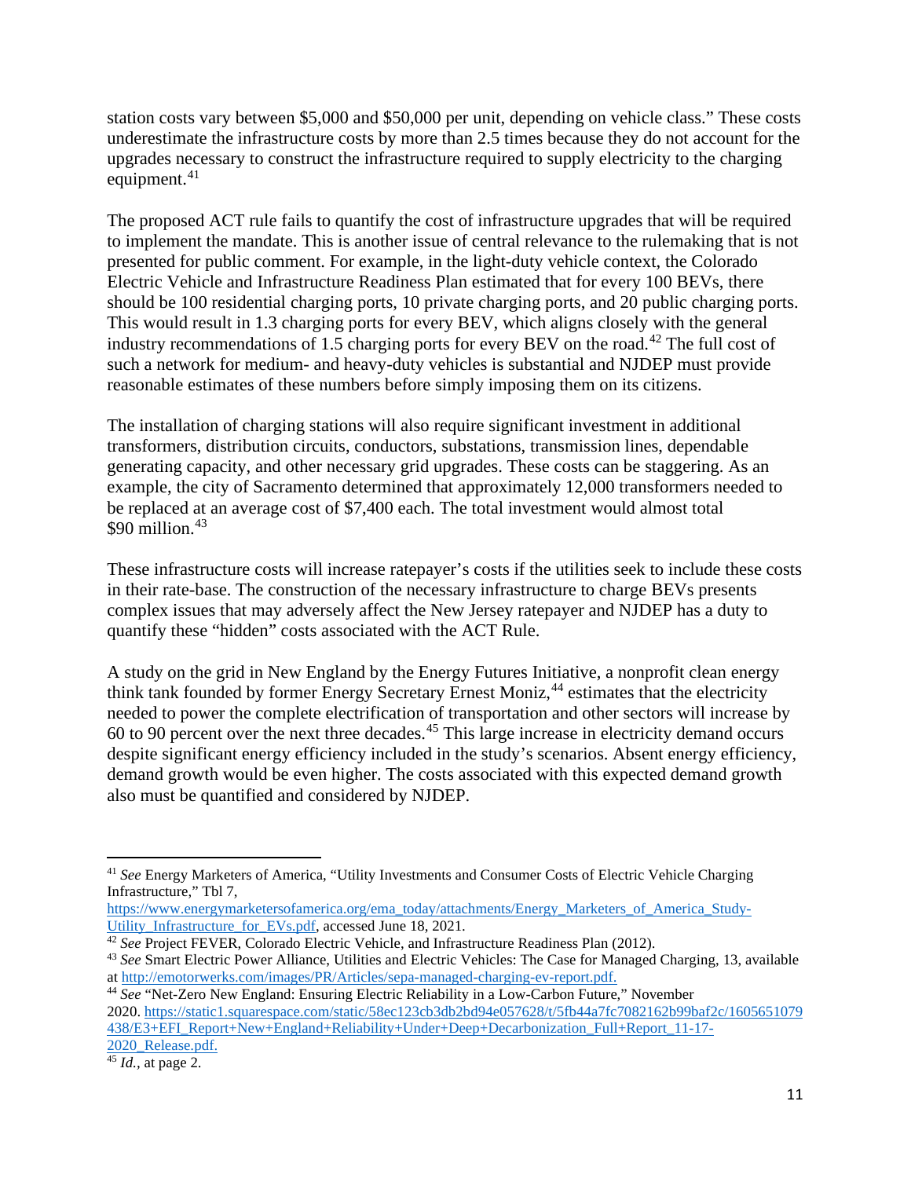station costs vary between $5,000 and $50,000 per unit, depending on vehicle class." These costs underestimate the infrastructure costs by more than 2.5 times because they do not account for the upgrades necessary to construct the infrastructure required to supply electricity to the charging equipment.[41]

The proposed ACT rule fails to quantify the cost of infrastructure upgrades that will be required to implement the mandate. This is another issue of central relevance to the rulemaking that is not presented for public comment. For example, in the light-duty vehicle context, the Colorado Electric Vehicle and Infrastructure Readiness Plan estimated that for every 100 BEVs, there should be 100 residential charging ports, 10 private charging ports, and 20 public charging ports. This would result in 1.3 charging ports for every BEV, which aligns closely with the general industry recommendations of 1.5 charging ports for every BEV on the road.[42] The full cost of such a network for medium- and heavy-duty vehicles is substantial and NJDEP must provide reasonable estimates of these numbers before simply imposing them on its citizens.

The installation of charging stations will also require significant investment in additional transformers, distribution circuits, conductors, substations, transmission lines, dependable generating capacity, and other necessary grid upgrades. These costs can be staggering. As an example, the city of Sacramento determined that approximately 12,000 transformers needed to be replaced at an average cost of $7,400 each. The total investment would almost total $90 million.[43]

These infrastructure costs will increase ratepayer's costs if the utilities seek to include these costs in their rate-base. The construction of the necessary infrastructure to charge BEVs presents complex issues that may adversely affect the New Jersey ratepayer and NJDEP has a duty to quantify these "hidden" costs associated with the ACT Rule.

A study on the grid in New England by the Energy Futures Initiative, a nonprofit clean energy think tank founded by former Energy Secretary Ernest Moniz,[44] estimates that the electricity needed to power the complete electrification of transportation and other sectors will increase by 60 to 90 percent over the next three decades.[45] This large increase in electricity demand occurs despite significant energy efficiency included in the study's scenarios. Absent energy efficiency, demand growth would be even higher. The costs associated with this expected demand growth also must be quantified and considered by NJDEP.

---

[41] *See* Energy Marketers of America, "Utility Investments and Consumer Costs of Electric Vehicle Charging Infrastructure," Tbl 7, https://www.energymarketersofamerica.org/ema_today/attachments/Energy_Marketers_of_America_Study-Utility_Infrastructure_for_EVs.pdf, accessed June 18, 2021.

[42] *See* Project FEVER, Colorado Electric Vehicle, and Infrastructure Readiness Plan (2012).

[43] *See* Smart Electric Power Alliance, Utilities and Electric Vehicles: The Case for Managed Charging, 13, available at http://emotorwerks.com/images/PR/Articles/sepa-managed-charging-ev-report.pdf.

[44] *See* "Net-Zero New England: Ensuring Electric Reliability in a Low-Carbon Future," November 2020. https://static1.squarespace.com/static/58ec123cb3db2bd94e057628/t/5fb44a7fc7082162b99baf2c/1605651079438/E3+EFI_Report+New+England+Reliability+Under+Deep+Decarbonization_Full+Report_11-17-2020_Release.pdf.

[45] *Id.*, at page 2.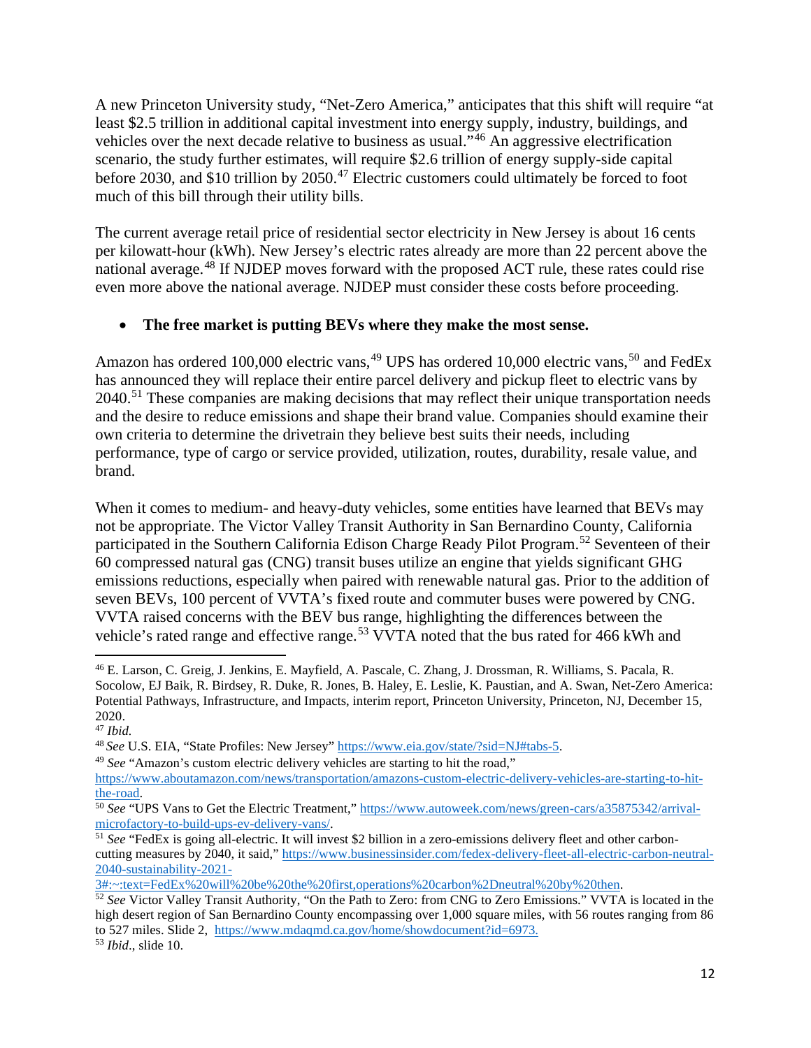A new Princeton University study, "Net-Zero America," anticipates that this shift will require "at least $2.5 trillion in additional capital investment into energy supply, industry, buildings, and vehicles over the next decade relative to business as usual."[46] An aggressive electrification scenario, the study further estimates, will require $2.6 trillion of energy supply-side capital before 2030, and $10 trillion by 2050.[47] Electric customers could ultimately be forced to foot much of this bill through their utility bills.

The current average retail price of residential sector electricity in New Jersey is about 16 cents per kilowatt-hour (kWh). New Jersey's electric rates already are more than 22 percent above the national average.[48] If NJDEP moves forward with the proposed ACT rule, these rates could rise even more above the national average. NJDEP must consider these costs before proceeding.

- **The free market is putting BEVs where they make the most sense.**

Amazon has ordered 100,000 electric vans,[49] UPS has ordered 10,000 electric vans,[50] and FedEx has announced they will replace their entire parcel delivery and pickup fleet to electric vans by 2040.[51] These companies are making decisions that may reflect their unique transportation needs and the desire to reduce emissions and shape their brand value. Companies should examine their own criteria to determine the drivetrain they believe best suits their needs, including performance, type of cargo or service provided, utilization, routes, durability, resale value, and brand.

When it comes to medium- and heavy-duty vehicles, some entities have learned that BEVs may not be appropriate. The Victor Valley Transit Authority in San Bernardino County, California participated in the Southern California Edison Charge Ready Pilot Program.[52] Seventeen of their 60 compressed natural gas (CNG) transit buses utilize an engine that yields significant GHG emissions reductions, especially when paired with renewable natural gas. Prior to the addition of seven BEVs, 100 percent of VVTA's fixed route and commuter buses were powered by CNG. VVTA raised concerns with the BEV bus range, highlighting the differences between the vehicle's rated range and effective range.[53] VVTA noted that the bus rated for 466 kWh and

---

[46] E. Larson, C. Greig, J. Jenkins, E. Mayfield, A. Pascale, C. Zhang, J. Drossman, R. Williams, S. Pacala, R. Socolow, EJ Baik, R. Birdsey, R. Duke, R. Jones, B. Haley, E. Leslie, K. Paustian, and A. Swan, Net-Zero America: Potential Pathways, Infrastructure, and Impacts, interim report, Princeton University, Princeton, NJ, December 15, 2020.

[47] *Ibid.*

[48] *See* U.S. EIA, "State Profiles: New Jersey" https://www.eia.gov/state/?sid=NJ#tabs-5.

[49] *See* "Amazon's custom electric delivery vehicles are starting to hit the road," https://www.aboutamazon.com/news/transportation/amazons-custom-electric-delivery-vehicles-are-starting-to-hit-the-road.

[50] *See* "UPS Vans to Get the Electric Treatment," https://www.autoweek.com/news/green-cars/a35875342/arrival-microfactory-to-build-ups-ev-delivery-vans/.

[51] *See* "FedEx is going all-electric. It will invest $2 billion in a zero-emissions delivery fleet and other carbon-cutting measures by 2040, it said," https://www.businessinsider.com/fedex-delivery-fleet-all-electric-carbon-neutral-2040-sustainability-2021-3#:~:text=FedEx%20will%20be%20the%20first,operations%20carbon%2Dneutral%20by%20then.

[52] *See* Victor Valley Transit Authority, "On the Path to Zero: from CNG to Zero Emissions." VVTA is located in the high desert region of San Bernardino County encompassing over 1,000 square miles, with 56 routes ranging from 86 to 527 miles. Slide 2, https://www.mdaqmd.ca.gov/home/showdocument?id=6973.

[53] *Ibid*., slide 10.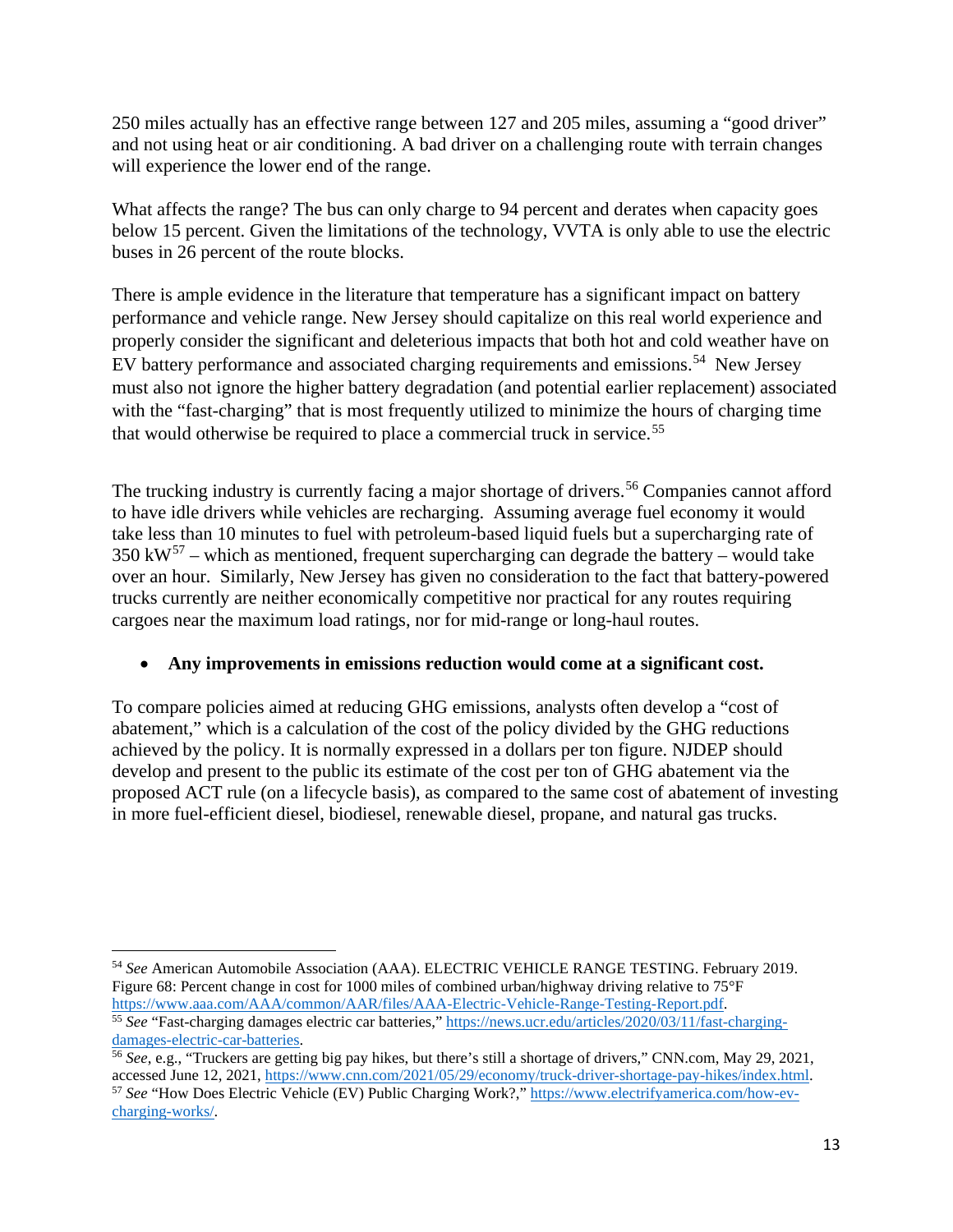250 miles actually has an effective range between 127 and 205 miles, assuming a "good driver" and not using heat or air conditioning. A bad driver on a challenging route with terrain changes will experience the lower end of the range.

What affects the range? The bus can only charge to 94 percent and derates when capacity goes below 15 percent. Given the limitations of the technology, VVTA is only able to use the electric buses in 26 percent of the route blocks.

There is ample evidence in the literature that temperature has a significant impact on battery performance and vehicle range. New Jersey should capitalize on this real world experience and properly consider the significant and deleterious impacts that both hot and cold weather have on EV battery performance and associated charging requirements and emissions.[54] New Jersey must also not ignore the higher battery degradation (and potential earlier replacement) associated with the "fast-charging" that is most frequently utilized to minimize the hours of charging time that would otherwise be required to place a commercial truck in service.[55]

The trucking industry is currently facing a major shortage of drivers.[56] Companies cannot afford to have idle drivers while vehicles are recharging. Assuming average fuel economy it would take less than 10 minutes to fuel with petroleum-based liquid fuels but a supercharging rate of 350 kW[57] – which as mentioned, frequent supercharging can degrade the battery – would take over an hour. Similarly, New Jersey has given no consideration to the fact that battery-powered trucks currently are neither economically competitive nor practical for any routes requiring cargoes near the maximum load ratings, nor for mid-range or long-haul routes.

- **Any improvements in emissions reduction would come at a significant cost.**

To compare policies aimed at reducing GHG emissions, analysts often develop a "cost of abatement," which is a calculation of the cost of the policy divided by the GHG reductions achieved by the policy. It is normally expressed in a dollars per ton figure. NJDEP should develop and present to the public its estimate of the cost per ton of GHG abatement via the proposed ACT rule (on a lifecycle basis), as compared to the same cost of abatement of investing in more fuel-efficient diesel, biodiesel, renewable diesel, propane, and natural gas trucks.

---

[54] *See* American Automobile Association (AAA). ELECTRIC VEHICLE RANGE TESTING. February 2019. Figure 68: Percent change in cost for 1000 miles of combined urban/highway driving relative to 75°F https://www.aaa.com/AAA/common/AAR/files/AAA-Electric-Vehicle-Range-Testing-Report.pdf.

[55] *See* "Fast-charging damages electric car batteries," https://news.ucr.edu/articles/2020/03/11/fast-charging-damages-electric-car-batteries.

[56] *See*, e.g., "Truckers are getting big pay hikes, but there's still a shortage of drivers," CNN.com, May 29, 2021, accessed June 12, 2021, https://www.cnn.com/2021/05/29/economy/truck-driver-shortage-pay-hikes/index.html.

[57] *See* "How Does Electric Vehicle (EV) Public Charging Work?," https://www.electrifyamerica.com/how-ev-charging-works/.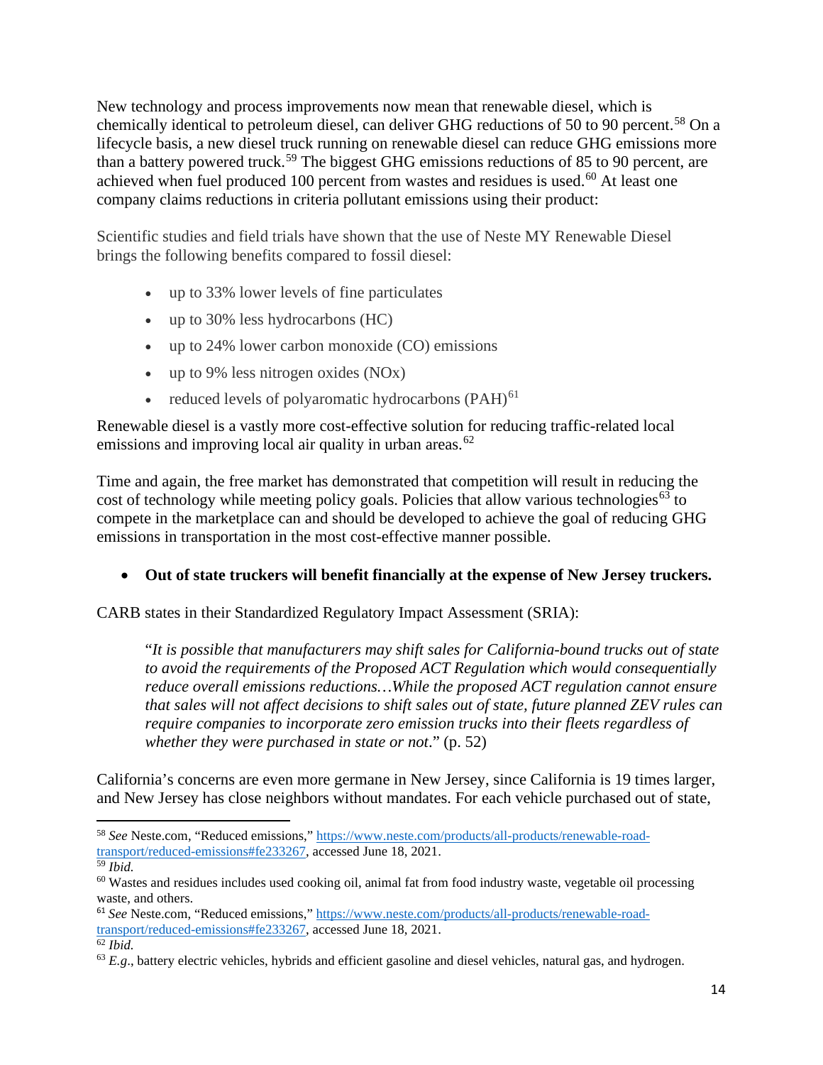New technology and process improvements now mean that renewable diesel, which is chemically identical to petroleum diesel, can deliver GHG reductions of 50 to 90 percent.[58] On a lifecycle basis, a new diesel truck running on renewable diesel can reduce GHG emissions more than a battery powered truck.[59] The biggest GHG emissions reductions of 85 to 90 percent, are achieved when fuel produced 100 percent from wastes and residues is used.[60] At least one company claims reductions in criteria pollutant emissions using their product:

> Scientific studies and field trials have shown that the use of Neste MY Renewable Diesel brings the following benefits compared to fossil diesel:
>
> - up to 33% lower levels of fine particulates
> - up to 30% less hydrocarbons (HC)
> - up to 24% lower carbon monoxide (CO) emissions
> - up to 9% less nitrogen oxides (NOx)
> - reduced levels of polyaromatic hydrocarbons (PAH)[61]

Renewable diesel is a vastly more cost-effective solution for reducing traffic-related local emissions and improving local air quality in urban areas.[62]

Time and again, the free market has demonstrated that competition will result in reducing the cost of technology while meeting policy goals. Policies that allow various technologies[63] to compete in the marketplace can and should be developed to achieve the goal of reducing GHG emissions in transportation in the most cost-effective manner possible.

- **Out of state truckers will benefit financially at the expense of New Jersey truckers.**

CARB states in their Standardized Regulatory Impact Assessment (SRIA):

> "*It is possible that manufacturers may shift sales for California-bound trucks out of state to avoid the requirements of the Proposed ACT Regulation which would consequentially reduce overall emissions reductions…While the proposed ACT regulation cannot ensure that sales will not affect decisions to shift sales out of state, future planned ZEV rules can require companies to incorporate zero emission trucks into their fleets regardless of whether they were purchased in state or not*." (p. 52)

California's concerns are even more germane in New Jersey, since California is 19 times larger, and New Jersey has close neighbors without mandates. For each vehicle purchased out of state,

---

[58] *See* Neste.com, "Reduced emissions," https://www.neste.com/products/all-products/renewable-road-transport/reduced-emissions#fe233267, accessed June 18, 2021.

[59] *Ibid.*

[60] Wastes and residues includes used cooking oil, animal fat from food industry waste, vegetable oil processing waste, and others.

[61] *See* Neste.com, "Reduced emissions," https://www.neste.com/products/all-products/renewable-road-transport/reduced-emissions#fe233267, accessed June 18, 2021.

[62] *Ibid.*

[63] *E.g*., battery electric vehicles, hybrids and efficient gasoline and diesel vehicles, natural gas, and hydrogen.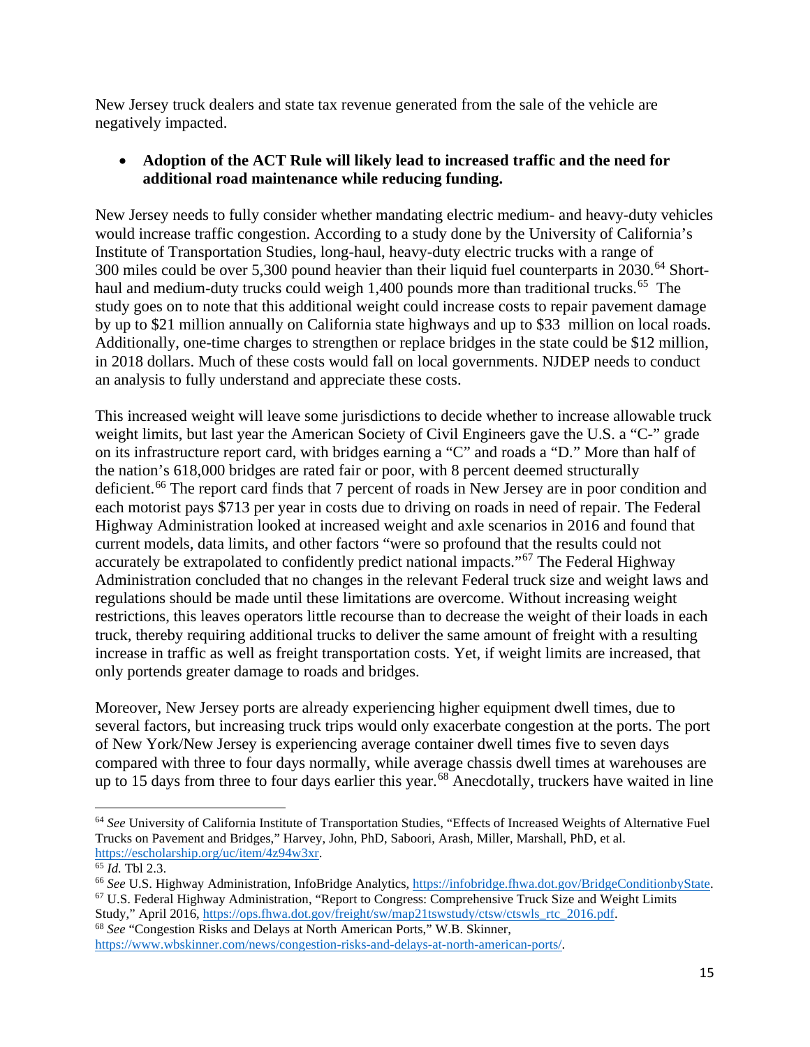New Jersey truck dealers and state tax revenue generated from the sale of the vehicle are negatively impacted.

- **Adoption of the ACT Rule will likely lead to increased traffic and the need for additional road maintenance while reducing funding.**

New Jersey needs to fully consider whether mandating electric medium- and heavy-duty vehicles would increase traffic congestion. According to a study done by the University of California's Institute of Transportation Studies, long-haul, heavy-duty electric trucks with a range of 300 miles could be over 5,300 pound heavier than their liquid fuel counterparts in 2030.[64] Short-haul and medium-duty trucks could weigh 1,400 pounds more than traditional trucks.[65] The study goes on to note that this additional weight could increase costs to repair pavement damage by up to $21 million annually on California state highways and up to $33 million on local roads. Additionally, one-time charges to strengthen or replace bridges in the state could be $12 million, in 2018 dollars. Much of these costs would fall on local governments. NJDEP needs to conduct an analysis to fully understand and appreciate these costs.

This increased weight will leave some jurisdictions to decide whether to increase allowable truck weight limits, but last year the American Society of Civil Engineers gave the U.S. a "C-" grade on its infrastructure report card, with bridges earning a "C" and roads a "D." More than half of the nation's 618,000 bridges are rated fair or poor, with 8 percent deemed structurally deficient.[66] The report card finds that 7 percent of roads in New Jersey are in poor condition and each motorist pays $713 per year in costs due to driving on roads in need of repair. The Federal Highway Administration looked at increased weight and axle scenarios in 2016 and found that current models, data limits, and other factors "were so profound that the results could not accurately be extrapolated to confidently predict national impacts."[67] The Federal Highway Administration concluded that no changes in the relevant Federal truck size and weight laws and regulations should be made until these limitations are overcome. Without increasing weight restrictions, this leaves operators little recourse than to decrease the weight of their loads in each truck, thereby requiring additional trucks to deliver the same amount of freight with a resulting increase in traffic as well as freight transportation costs. Yet, if weight limits are increased, that only portends greater damage to roads and bridges.

Moreover, New Jersey ports are already experiencing higher equipment dwell times, due to several factors, but increasing truck trips would only exacerbate congestion at the ports. The port of New York/New Jersey is experiencing average container dwell times five to seven days compared with three to four days normally, while average chassis dwell times at warehouses are up to 15 days from three to four days earlier this year.[68] Anecdotally, truckers have waited in line

---

[64] *See* University of California Institute of Transportation Studies, "Effects of Increased Weights of Alternative Fuel Trucks on Pavement and Bridges," Harvey, John, PhD, Saboori, Arash, Miller, Marshall, PhD, et al. https://escholarship.org/uc/item/4z94w3xr.

[65] *Id.* Tbl 2.3.

[66] *See* U.S. Highway Administration, InfoBridge Analytics, https://infobridge.fhwa.dot.gov/BridgeConditionbyState.

[67] U.S. Federal Highway Administration, "Report to Congress: Comprehensive Truck Size and Weight Limits Study," April 2016, https://ops.fhwa.dot.gov/freight/sw/map21tswstudy/ctsw/ctswls_rtc_2016.pdf.

[68] *See* "Congestion Risks and Delays at North American Ports," W.B. Skinner, https://www.wbskinner.com/news/congestion-risks-and-delays-at-north-american-ports/.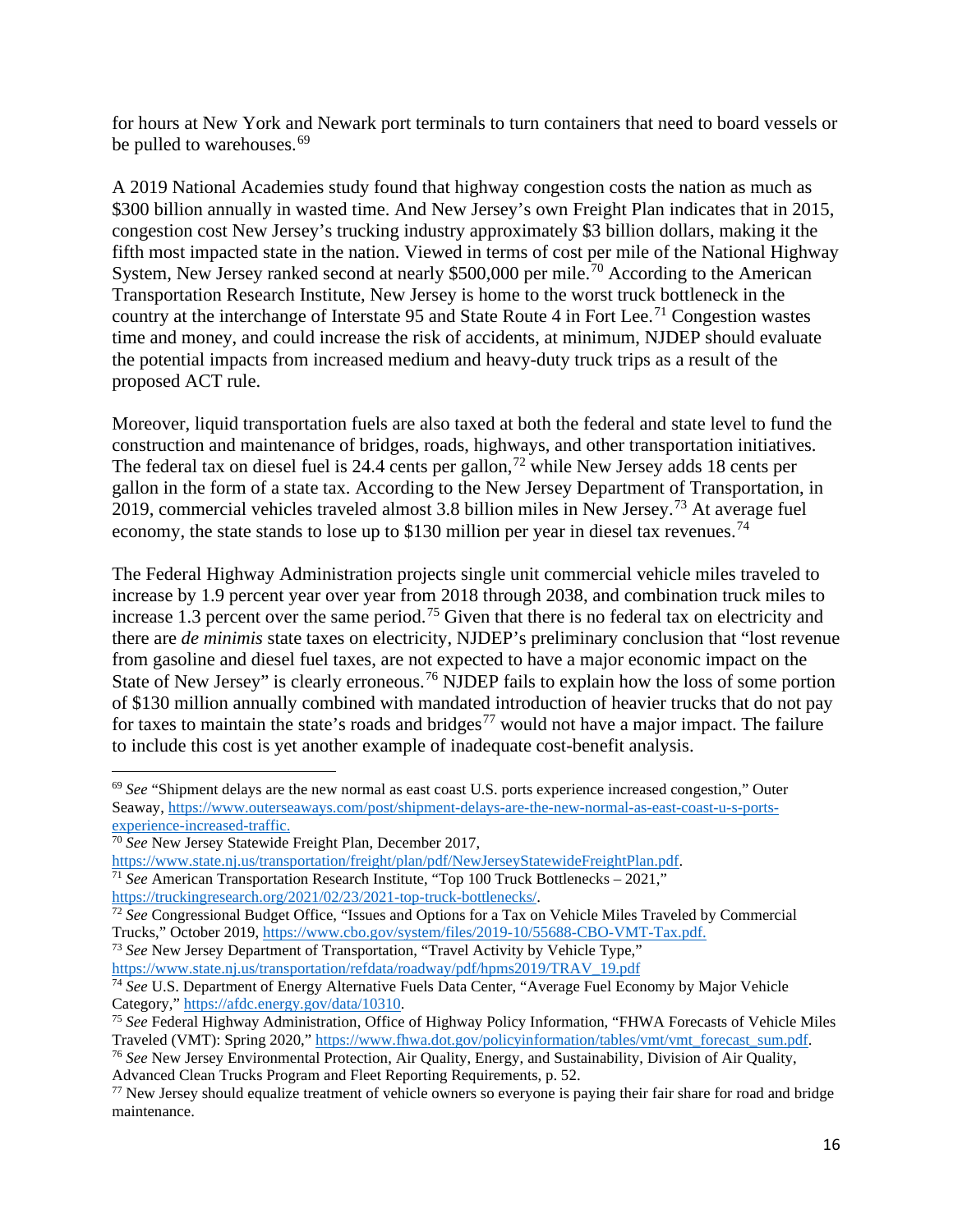for hours at New York and Newark port terminals to turn containers that need to board vessels or be pulled to warehouses.[69]

A 2019 National Academies study found that highway congestion costs the nation as much as $300 billion annually in wasted time. And New Jersey's own Freight Plan indicates that in 2015, congestion cost New Jersey's trucking industry approximately $3 billion dollars, making it the fifth most impacted state in the nation. Viewed in terms of cost per mile of the National Highway System, New Jersey ranked second at nearly $500,000 per mile.[70] According to the American Transportation Research Institute, New Jersey is home to the worst truck bottleneck in the country at the interchange of Interstate 95 and State Route 4 in Fort Lee.[71] Congestion wastes time and money, and could increase the risk of accidents, at minimum, NJDEP should evaluate the potential impacts from increased medium and heavy-duty truck trips as a result of the proposed ACT rule.

Moreover, liquid transportation fuels are also taxed at both the federal and state level to fund the construction and maintenance of bridges, roads, highways, and other transportation initiatives. The federal tax on diesel fuel is 24.4 cents per gallon,[72] while New Jersey adds 18 cents per gallon in the form of a state tax. According to the New Jersey Department of Transportation, in 2019, commercial vehicles traveled almost 3.8 billion miles in New Jersey.[73] At average fuel economy, the state stands to lose up to $130 million per year in diesel tax revenues.[74]

The Federal Highway Administration projects single unit commercial vehicle miles traveled to increase by 1.9 percent year over year from 2018 through 2038, and combination truck miles to increase 1.3 percent over the same period.[75] Given that there is no federal tax on electricity and there are *de minimis* state taxes on electricity, NJDEP's preliminary conclusion that "lost revenue from gasoline and diesel fuel taxes, are not expected to have a major economic impact on the State of New Jersey" is clearly erroneous.[76] NJDEP fails to explain how the loss of some portion of $130 million annually combined with mandated introduction of heavier trucks that do not pay for taxes to maintain the state's roads and bridges[77] would not have a major impact. The failure to include this cost is yet another example of inadequate cost-benefit analysis.

---

[69] *See* "Shipment delays are the new normal as east coast U.S. ports experience increased congestion," Outer Seaway, https://www.outerseaways.com/post/shipment-delays-are-the-new-normal-as-east-coast-u-s-ports-experience-increased-traffic.

[70] *See* New Jersey Statewide Freight Plan, December 2017, https://www.state.nj.us/transportation/freight/plan/pdf/NewJerseyStatewideFreightPlan.pdf.

[71] *See* American Transportation Research Institute, "Top 100 Truck Bottlenecks – 2021," https://truckingresearch.org/2021/02/23/2021-top-truck-bottlenecks/.

[72] *See* Congressional Budget Office, "Issues and Options for a Tax on Vehicle Miles Traveled by Commercial Trucks," October 2019, https://www.cbo.gov/system/files/2019-10/55688-CBO-VMT-Tax.pdf.

[73] *See* New Jersey Department of Transportation, "Travel Activity by Vehicle Type," https://www.state.nj.us/transportation/refdata/roadway/pdf/hpms2019/TRAV_19.pdf

[74] *See* U.S. Department of Energy Alternative Fuels Data Center, "Average Fuel Economy by Major Vehicle Category," https://afdc.energy.gov/data/10310.

[75] *See* Federal Highway Administration, Office of Highway Policy Information, "FHWA Forecasts of Vehicle Miles Traveled (VMT): Spring 2020," https://www.fhwa.dot.gov/policyinformation/tables/vmt/vmt_forecast_sum.pdf.

[76] *See* New Jersey Environmental Protection, Air Quality, Energy, and Sustainability, Division of Air Quality, Advanced Clean Trucks Program and Fleet Reporting Requirements, p. 52.

[77] New Jersey should equalize treatment of vehicle owners so everyone is paying their fair share for road and bridge maintenance.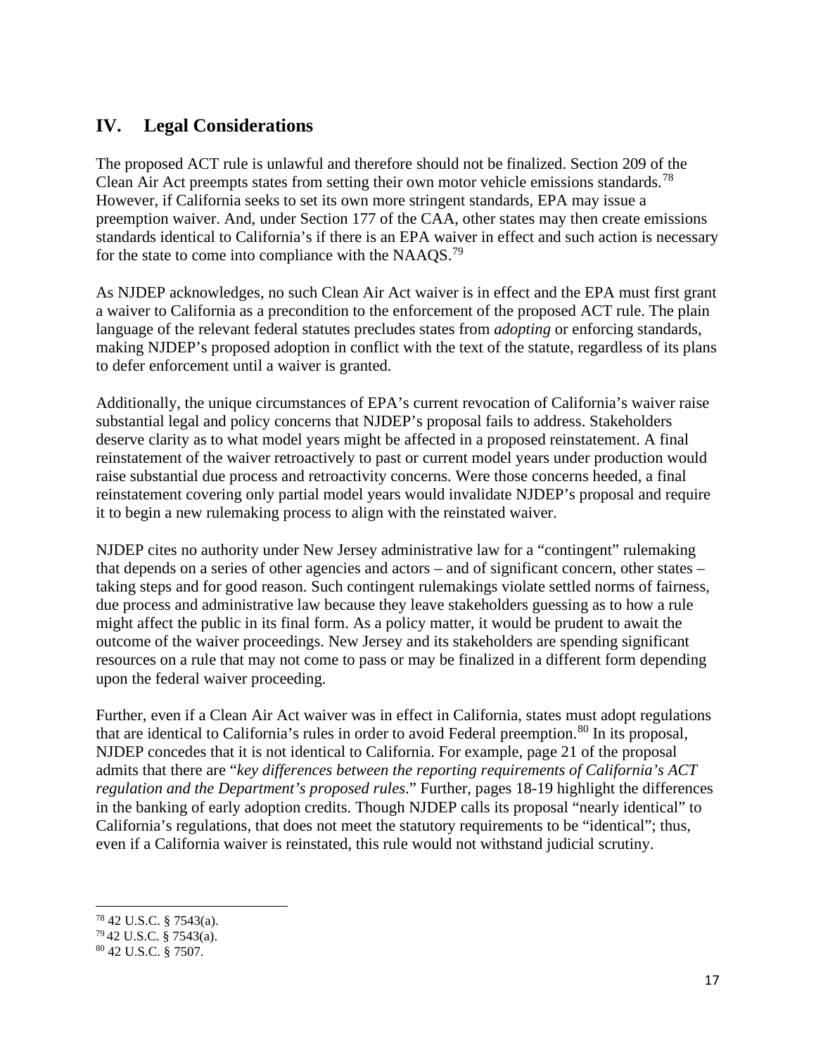## IV. Legal Considerations

The proposed ACT rule is unlawful and therefore should not be finalized. Section 209 of the Clean Air Act preempts states from setting their own motor vehicle emissions standards.[78] However, if California seeks to set its own more stringent standards, EPA may issue a preemption waiver. And, under Section 177 of the CAA, other states may then create emissions standards identical to California's if there is an EPA waiver in effect and such action is necessary for the state to come into compliance with the NAAQS.[79]

As NJDEP acknowledges, no such Clean Air Act waiver is in effect and the EPA must first grant a waiver to California as a precondition to the enforcement of the proposed ACT rule. The plain language of the relevant federal statutes precludes states from *adopting* or enforcing standards, making NJDEP's proposed adoption in conflict with the text of the statute, regardless of its plans to defer enforcement until a waiver is granted.

Additionally, the unique circumstances of EPA's current revocation of California's waiver raise substantial legal and policy concerns that NJDEP's proposal fails to address. Stakeholders deserve clarity as to what model years might be affected in a proposed reinstatement. A final reinstatement of the waiver retroactively to past or current model years under production would raise substantial due process and retroactivity concerns. Were those concerns heeded, a final reinstatement covering only partial model years would invalidate NJDEP's proposal and require it to begin a new rulemaking process to align with the reinstated waiver.

NJDEP cites no authority under New Jersey administrative law for a "contingent" rulemaking that depends on a series of other agencies and actors – and of significant concern, other states – taking steps and for good reason. Such contingent rulemakings violate settled norms of fairness, due process and administrative law because they leave stakeholders guessing as to how a rule might affect the public in its final form. As a policy matter, it would be prudent to await the outcome of the waiver proceedings. New Jersey and its stakeholders are spending significant resources on a rule that may not come to pass or may be finalized in a different form depending upon the federal waiver proceeding.

Further, even if a Clean Air Act waiver was in effect in California, states must adopt regulations that are identical to California's rules in order to avoid Federal preemption.[80] In its proposal, NJDEP concedes that it is not identical to California. For example, page 21 of the proposal admits that there are "*key differences between the reporting requirements of California's ACT regulation and the Department's proposed rules*." Further, pages 18-19 highlight the differences in the banking of early adoption credits. Though NJDEP calls its proposal "nearly identical" to California's regulations, that does not meet the statutory requirements to be "identical"; thus, even if a California waiver is reinstated, this rule would not withstand judicial scrutiny.

---

[78] 42 U.S.C. § 7543(a).
[79] 42 U.S.C. § 7543(a).
[80] 42 U.S.C. § 7507.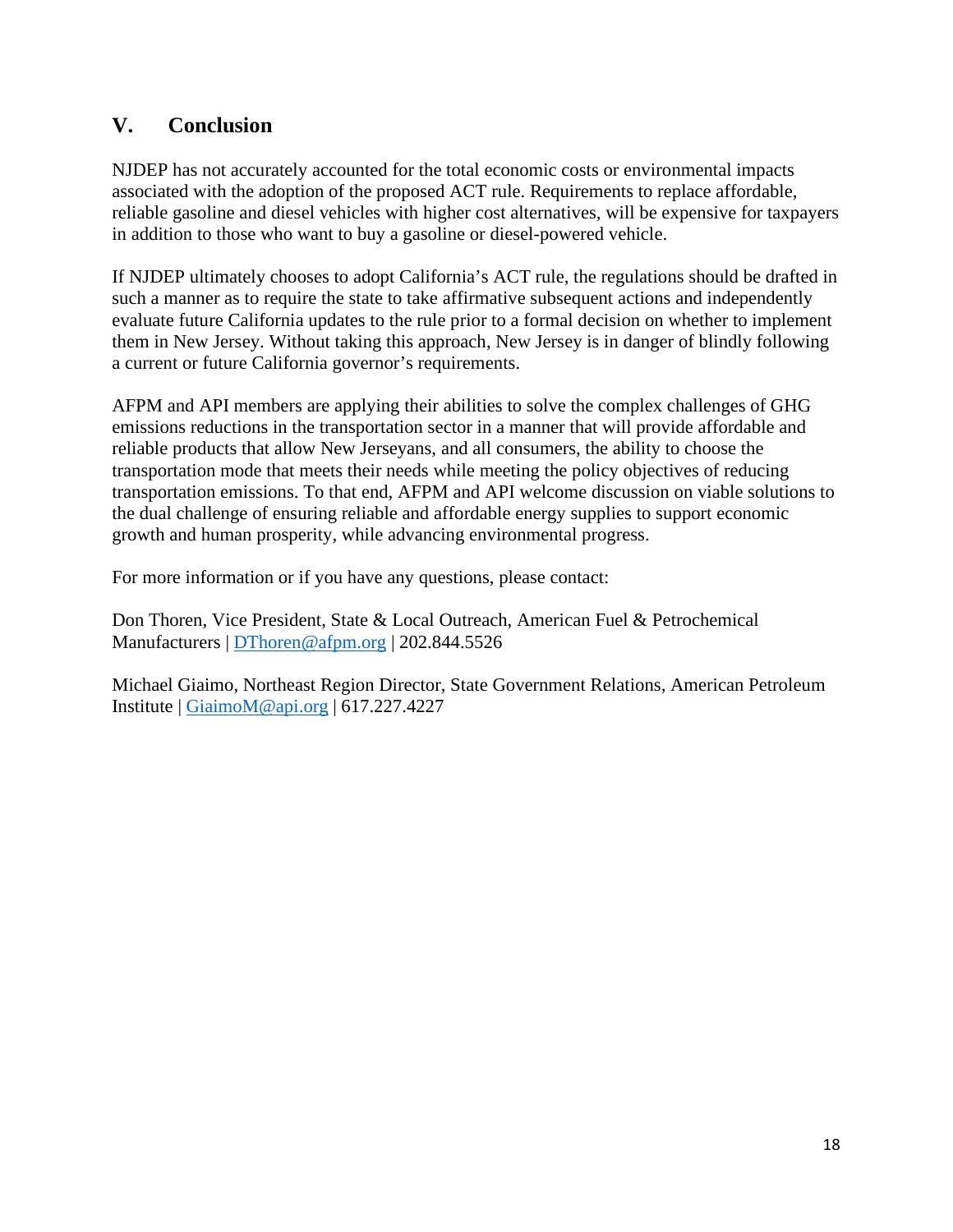## V. Conclusion

NJDEP has not accurately accounted for the total economic costs or environmental impacts associated with the adoption of the proposed ACT rule. Requirements to replace affordable, reliable gasoline and diesel vehicles with higher cost alternatives, will be expensive for taxpayers in addition to those who want to buy a gasoline or diesel-powered vehicle.

If NJDEP ultimately chooses to adopt California's ACT rule, the regulations should be drafted in such a manner as to require the state to take affirmative subsequent actions and independently evaluate future California updates to the rule prior to a formal decision on whether to implement them in New Jersey. Without taking this approach, New Jersey is in danger of blindly following a current or future California governor's requirements.

AFPM and API members are applying their abilities to solve the complex challenges of GHG emissions reductions in the transportation sector in a manner that will provide affordable and reliable products that allow New Jerseyans, and all consumers, the ability to choose the transportation mode that meets their needs while meeting the policy objectives of reducing transportation emissions. To that end, AFPM and API welcome discussion on viable solutions to the dual challenge of ensuring reliable and affordable energy supplies to support economic growth and human prosperity, while advancing environmental progress.

For more information or if you have any questions, please contact:

Don Thoren, Vice President, State & Local Outreach, American Fuel & Petrochemical Manufacturers | DThoren@afpm.org | 202.844.5526

Michael Giaimo, Northeast Region Director, State Government Relations, American Petroleum Institute | GiaimoM@api.org | 617.227.4227